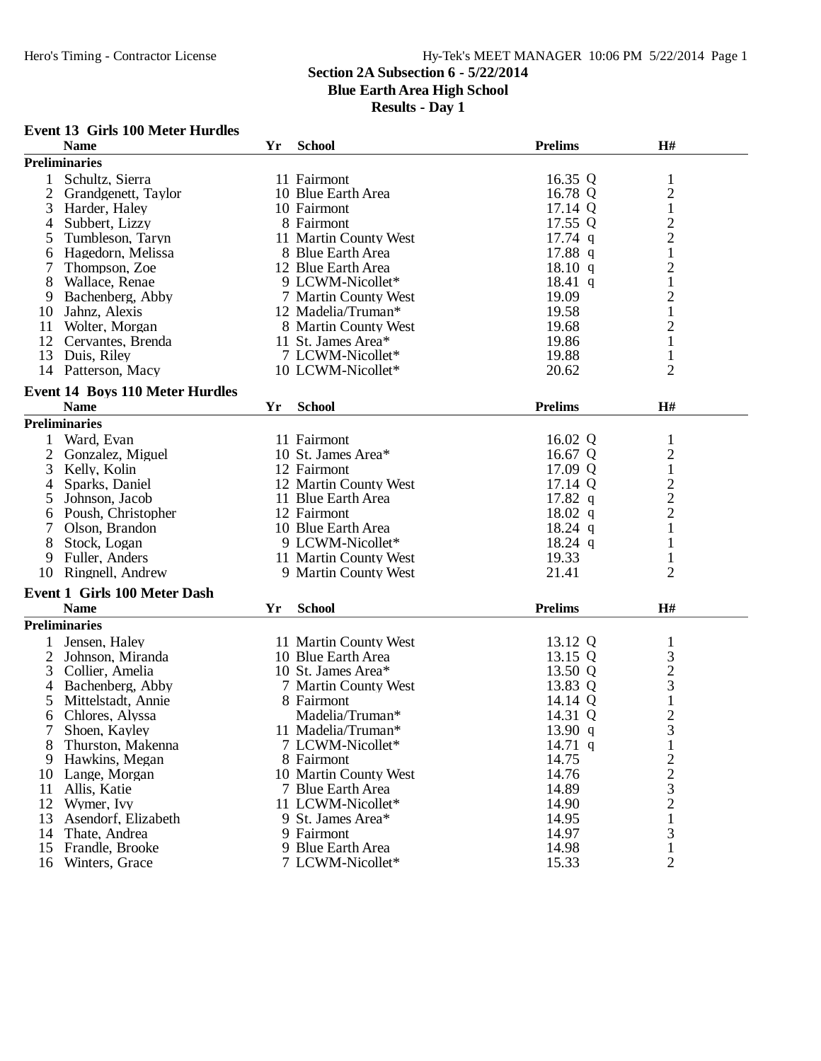## Section 2A Subsection 6 - 5/22/2014
## Blue Earth Area High School
## Results - Day 1

### Event 13 Girls 100 Meter Hurdles

| | Name | Yr | School | Prelims | | H# |
|---|---|---|---|---|---|---|
| **Preliminaries** | | | | | | |
| 1 | Schultz, Sierra | 11 | Fairmont | 16.35 | Q | 1 |
| 2 | Grandgenett, Taylor | 10 | Blue Earth Area | 16.78 | Q | 2 |
| 3 | Harder, Haley | 10 | Fairmont | 17.14 | Q | 1 |
| 4 | Subbert, Lizzy | 8 | Fairmont | 17.55 | Q | 2 |
| 5 | Tumbleson, Taryn | 11 | Martin County West | 17.74 | q | 2 |
| 6 | Hagedorn, Melissa | 8 | Blue Earth Area | 17.88 | q | 1 |
| 7 | Thompson, Zoe | 12 | Blue Earth Area | 18.10 | q | 2 |
| 8 | Wallace, Renae | 9 | LCWM-Nicollet* | 18.41 | q | 1 |
| 9 | Bachenberg, Abby | 7 | Martin County West | 19.09 | | 2 |
| 10 | Jahnz, Alexis | 12 | Madelia/Truman* | 19.58 | | 1 |
| 11 | Wolter, Morgan | 8 | Martin County West | 19.68 | | 2 |
| 12 | Cervantes, Brenda | 11 | St. James Area* | 19.86 | | 1 |
| 13 | Duis, Riley | 7 | LCWM-Nicollet* | 19.88 | | 1 |
| 14 | Patterson, Macy | 10 | LCWM-Nicollet* | 20.62 | | 2 |

### Event 14 Boys 110 Meter Hurdles

| | Name | Yr | School | Prelims | | H# |
|---|---|---|---|---|---|---|
| **Preliminaries** | | | | | | |
| 1 | Ward, Evan | 11 | Fairmont | 16.02 | Q | 1 |
| 2 | Gonzalez, Miguel | 10 | St. James Area* | 16.67 | Q | 2 |
| 3 | Kelly, Kolin | 12 | Fairmont | 17.09 | Q | 1 |
| 4 | Sparks, Daniel | 12 | Martin County West | 17.14 | Q | 2 |
| 5 | Johnson, Jacob | 11 | Blue Earth Area | 17.82 | q | 2 |
| 6 | Poush, Christopher | 12 | Fairmont | 18.02 | q | 2 |
| 7 | Olson, Brandon | 10 | Blue Earth Area | 18.24 | q | 1 |
| 8 | Stock, Logan | 9 | LCWM-Nicollet* | 18.24 | q | 1 |
| 9 | Fuller, Anders | 11 | Martin County West | 19.33 | | 1 |
| 10 | Ringnell, Andrew | 9 | Martin County West | 21.41 | | 2 |

### Event 1 Girls 100 Meter Dash

| | Name | Yr | School | Prelims | | H# |
|---|---|---|---|---|---|---|
| **Preliminaries** | | | | | | |
| 1 | Jensen, Haley | 11 | Martin County West | 13.12 | Q | 1 |
| 2 | Johnson, Miranda | 10 | Blue Earth Area | 13.15 | Q | 3 |
| 3 | Collier, Amelia | 10 | St. James Area* | 13.50 | Q | 2 |
| 4 | Bachenberg, Abby | 7 | Martin County West | 13.83 | Q | 3 |
| 5 | Mittelstadt, Annie | 8 | Fairmont | 14.14 | Q | 1 |
| 6 | Chlores, Alyssa | | Madelia/Truman* | 14.31 | Q | 2 |
| 7 | Shoen, Kayley | 11 | Madelia/Truman* | 13.90 | q | 3 |
| 8 | Thurston, Makenna | 7 | LCWM-Nicollet* | 14.71 | q | 1 |
| 9 | Hawkins, Megan | 8 | Fairmont | 14.75 | | 2 |
| 10 | Lange, Morgan | 10 | Martin County West | 14.76 | | 2 |
| 11 | Allis, Katie | 7 | Blue Earth Area | 14.89 | | 3 |
| 12 | Wymer, Ivy | 11 | LCWM-Nicollet* | 14.90 | | 2 |
| 13 | Asendorf, Elizabeth | 9 | St. James Area* | 14.95 | | 1 |
| 14 | Thate, Andrea | 9 | Fairmont | 14.97 | | 3 |
| 15 | Frandle, Brooke | 9 | Blue Earth Area | 14.98 | | 1 |
| 16 | Winters, Grace | 7 | LCWM-Nicollet* | 15.33 | | 2 |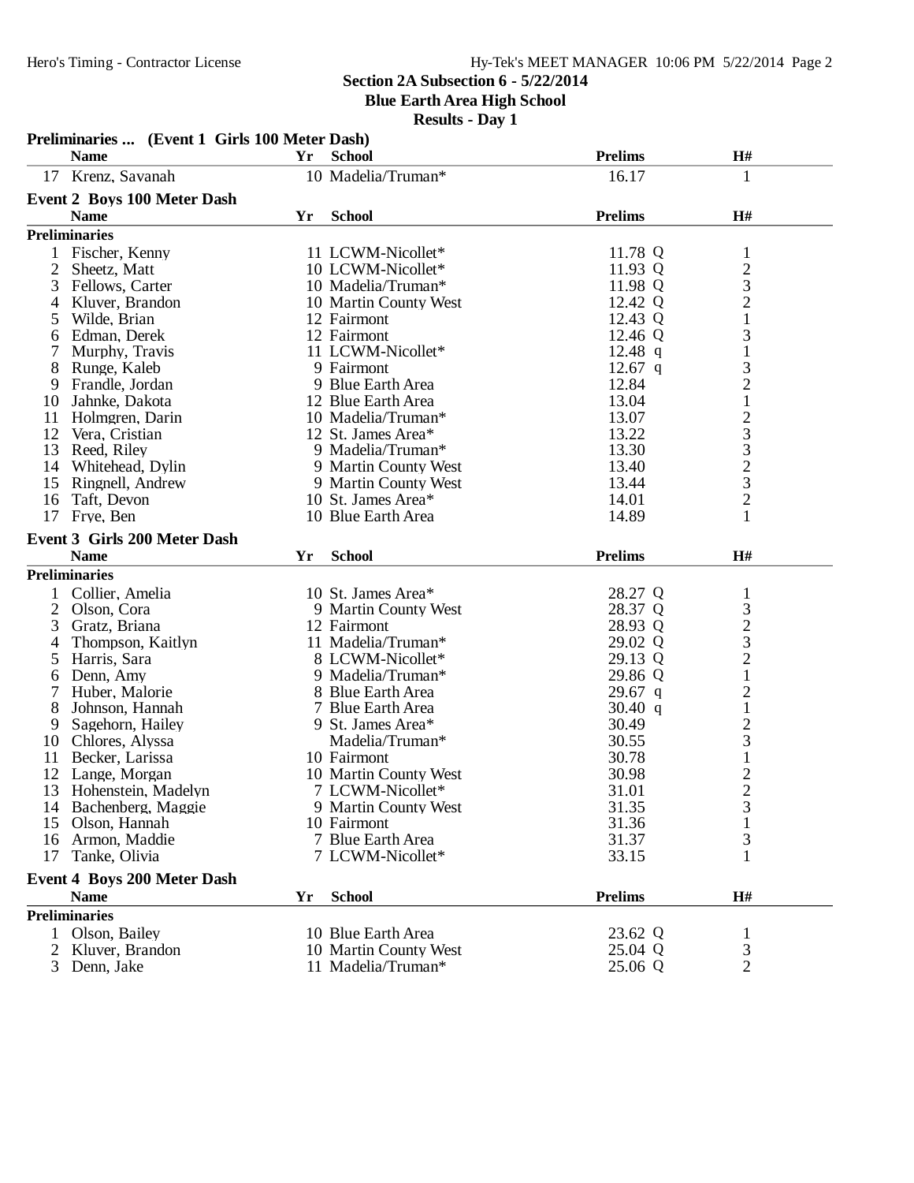## Section 2A Subsection 6 - 5/22/2014

**Blue Earth Area High School**

**Results - Day 1**

### Preliminaries ... (Event 1 Girls 100 Meter Dash)

| | Name | Yr | School | Prelims | | H# |
|---|---|---|---|---|---|---|
| 17 | Krenz, Savanah | 10 | Madelia/Truman* | 16.17 | | 1 |

### Event 2 Boys 100 Meter Dash

**Preliminaries**

| | Name | Yr | School | Prelims | | H# |
|---|---|---|---|---|---|---|
| 1 | Fischer, Kenny | 11 | LCWM-Nicollet* | 11.78 | Q | 1 |
| 2 | Sheetz, Matt | 10 | LCWM-Nicollet* | 11.93 | Q | 2 |
| 3 | Fellows, Carter | 10 | Madelia/Truman* | 11.98 | Q | 3 |
| 4 | Kluver, Brandon | 10 | Martin County West | 12.42 | Q | 2 |
| 5 | Wilde, Brian | 12 | Fairmont | 12.43 | Q | 1 |
| 6 | Edman, Derek | 12 | Fairmont | 12.46 | Q | 3 |
| 7 | Murphy, Travis | 11 | LCWM-Nicollet* | 12.48 | q | 1 |
| 8 | Runge, Kaleb | 9 | Fairmont | 12.67 | q | 3 |
| 9 | Frandle, Jordan | 9 | Blue Earth Area | 12.84 | | 2 |
| 10 | Jahnke, Dakota | 12 | Blue Earth Area | 13.04 | | 1 |
| 11 | Holmgren, Darin | 10 | Madelia/Truman* | 13.07 | | 2 |
| 12 | Vera, Cristian | 12 | St. James Area* | 13.22 | | 3 |
| 13 | Reed, Riley | 9 | Madelia/Truman* | 13.30 | | 3 |
| 14 | Whitehead, Dylin | 9 | Martin County West | 13.40 | | 2 |
| 15 | Ringnell, Andrew | 9 | Martin County West | 13.44 | | 3 |
| 16 | Taft, Devon | 10 | St. James Area* | 14.01 | | 2 |
| 17 | Frye, Ben | 10 | Blue Earth Area | 14.89 | | 1 |

### Event 3 Girls 200 Meter Dash

**Preliminaries**

| | Name | Yr | School | Prelims | | H# |
|---|---|---|---|---|---|---|
| 1 | Collier, Amelia | 10 | St. James Area* | 28.27 | Q | 1 |
| 2 | Olson, Cora | 9 | Martin County West | 28.37 | Q | 3 |
| 3 | Gratz, Briana | 12 | Fairmont | 28.93 | Q | 2 |
| 4 | Thompson, Kaitlyn | 11 | Madelia/Truman* | 29.02 | Q | 3 |
| 5 | Harris, Sara | 8 | LCWM-Nicollet* | 29.13 | Q | 2 |
| 6 | Denn, Amy | 9 | Madelia/Truman* | 29.86 | Q | 1 |
| 7 | Huber, Malorie | 8 | Blue Earth Area | 29.67 | q | 2 |
| 8 | Johnson, Hannah | 7 | Blue Earth Area | 30.40 | q | 1 |
| 9 | Sagehorn, Hailey | 9 | St. James Area* | 30.49 | | 2 |
| 10 | Chlores, Alyssa | | Madelia/Truman* | 30.55 | | 3 |
| 11 | Becker, Larissa | 10 | Fairmont | 30.78 | | 1 |
| 12 | Lange, Morgan | 10 | Martin County West | 30.98 | | 2 |
| 13 | Hohenstein, Madelyn | 7 | LCWM-Nicollet* | 31.01 | | 2 |
| 14 | Bachenberg, Maggie | 9 | Martin County West | 31.35 | | 3 |
| 15 | Olson, Hannah | 10 | Fairmont | 31.36 | | 1 |
| 16 | Armon, Maddie | 7 | Blue Earth Area | 31.37 | | 3 |
| 17 | Tanke, Olivia | 7 | LCWM-Nicollet* | 33.15 | | 1 |

### Event 4 Boys 200 Meter Dash

**Preliminaries**

| | Name | Yr | School | Prelims | | H# |
|---|---|---|---|---|---|---|
| 1 | Olson, Bailey | 10 | Blue Earth Area | 23.62 | Q | 1 |
| 2 | Kluver, Brandon | 10 | Martin County West | 25.04 | Q | 3 |
| 3 | Denn, Jake | 11 | Madelia/Truman* | 25.06 | Q | 2 |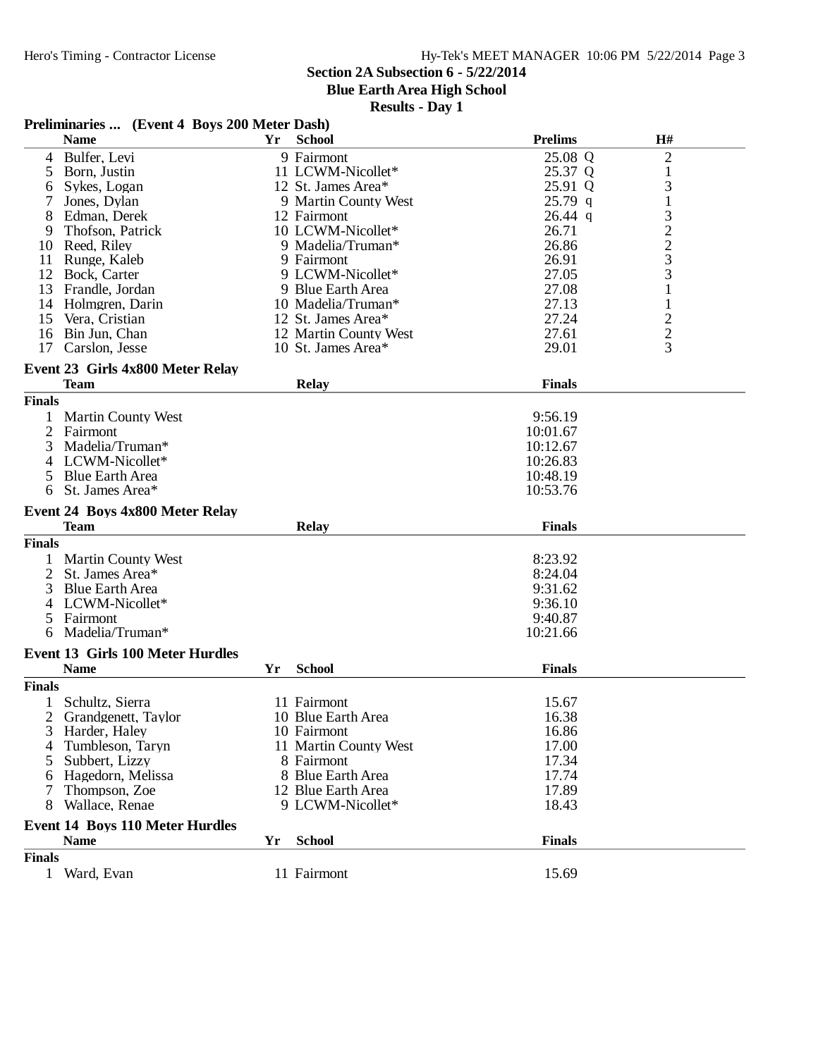## Section 2A Subsection 6 - 5/22/2014
## Blue Earth Area High School
## Results - Day 1

### Preliminaries ... (Event 4 Boys 200 Meter Dash)

| | Name | Yr | School | Prelims | | H# |
|---|---|---|---|---|---|---|
| 4 | Bulfer, Levi | 9 | Fairmont | 25.08 | Q | 2 |
| 5 | Born, Justin | 11 | LCWM-Nicollet* | 25.37 | Q | 1 |
| 6 | Sykes, Logan | 12 | St. James Area* | 25.91 | Q | 3 |
| 7 | Jones, Dylan | 9 | Martin County West | 25.79 | q | 1 |
| 8 | Edman, Derek | 12 | Fairmont | 26.44 | q | 3 |
| 9 | Thofson, Patrick | 10 | LCWM-Nicollet* | 26.71 | | 2 |
| 10 | Reed, Riley | 9 | Madelia/Truman* | 26.86 | | 2 |
| 11 | Runge, Kaleb | 9 | Fairmont | 26.91 | | 3 |
| 12 | Bock, Carter | 9 | LCWM-Nicollet* | 27.05 | | 3 |
| 13 | Frandle, Jordan | 9 | Blue Earth Area | 27.08 | | 1 |
| 14 | Holmgren, Darin | 10 | Madelia/Truman* | 27.13 | | 1 |
| 15 | Vera, Cristian | 12 | St. James Area* | 27.24 | | 2 |
| 16 | Bin Jun, Chan | 12 | Martin County West | 27.61 | | 2 |
| 17 | Carslon, Jesse | 10 | St. James Area* | 29.01 | | 3 |

### Event 23 Girls 4x800 Meter Relay

| | Team | Relay | Finals |
|---|---|---|---|
| **Finals** | | | |
| 1 | Martin County West | | 9:56.19 |
| 2 | Fairmont | | 10:01.67 |
| 3 | Madelia/Truman* | | 10:12.67 |
| 4 | LCWM-Nicollet* | | 10:26.83 |
| 5 | Blue Earth Area | | 10:48.19 |
| 6 | St. James Area* | | 10:53.76 |

### Event 24 Boys 4x800 Meter Relay

| | Team | Relay | Finals |
|---|---|---|---|
| **Finals** | | | |
| 1 | Martin County West | | 8:23.92 |
| 2 | St. James Area* | | 8:24.04 |
| 3 | Blue Earth Area | | 9:31.62 |
| 4 | LCWM-Nicollet* | | 9:36.10 |
| 5 | Fairmont | | 9:40.87 |
| 6 | Madelia/Truman* | | 10:21.66 |

### Event 13 Girls 100 Meter Hurdles

| | Name | Yr | School | Finals |
|---|---|---|---|---|
| **Finals** | | | | |
| 1 | Schultz, Sierra | 11 | Fairmont | 15.67 |
| 2 | Grandgenett, Taylor | 10 | Blue Earth Area | 16.38 |
| 3 | Harder, Haley | 10 | Fairmont | 16.86 |
| 4 | Tumbleson, Taryn | 11 | Martin County West | 17.00 |
| 5 | Subbert, Lizzy | 8 | Fairmont | 17.34 |
| 6 | Hagedorn, Melissa | 8 | Blue Earth Area | 17.74 |
| 7 | Thompson, Zoe | 12 | Blue Earth Area | 17.89 |
| 8 | Wallace, Renae | 9 | LCWM-Nicollet* | 18.43 |

### Event 14 Boys 110 Meter Hurdles

| | Name | Yr | School | Finals |
|---|---|---|---|---|
| **Finals** | | | | |
| 1 | Ward, Evan | 11 | Fairmont | 15.69 |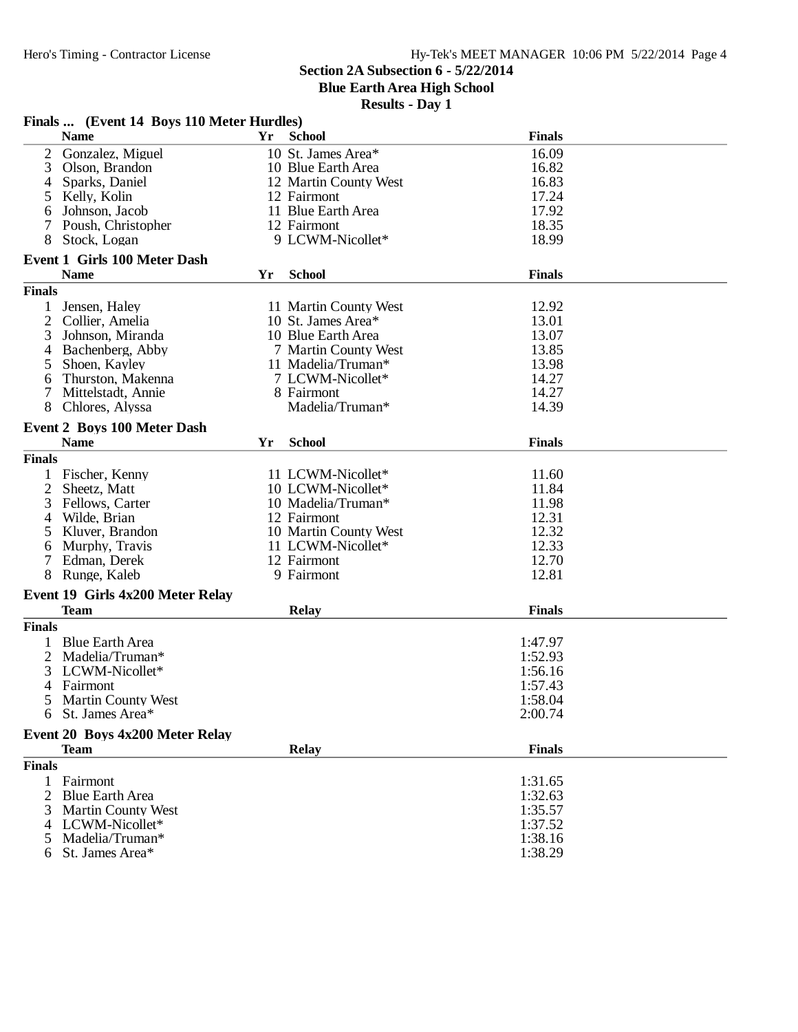## Section 2A Subsection 6 - 5/22/2014
## Blue Earth Area High School
## Results - Day 1

### Finals ... (Event 14 Boys 110 Meter Hurdles)

| | Name | Yr | School | Finals |
|---|---|---|---|---|
| 2 | Gonzalez, Miguel | 10 | St. James Area* | 16.09 |
| 3 | Olson, Brandon | 10 | Blue Earth Area | 16.82 |
| 4 | Sparks, Daniel | 12 | Martin County West | 16.83 |
| 5 | Kelly, Kolin | 12 | Fairmont | 17.24 |
| 6 | Johnson, Jacob | 11 | Blue Earth Area | 17.92 |
| 7 | Poush, Christopher | 12 | Fairmont | 18.35 |
| 8 | Stock, Logan | 9 | LCWM-Nicollet* | 18.99 |

### Event 1 Girls 100 Meter Dash

| | Name | Yr | School | Finals |
|---|---|---|---|---|
| **Finals** | | | | |
| 1 | Jensen, Haley | 11 | Martin County West | 12.92 |
| 2 | Collier, Amelia | 10 | St. James Area* | 13.01 |
| 3 | Johnson, Miranda | 10 | Blue Earth Area | 13.07 |
| 4 | Bachenberg, Abby | 7 | Martin County West | 13.85 |
| 5 | Shoen, Kayley | 11 | Madelia/Truman* | 13.98 |
| 6 | Thurston, Makenna | 7 | LCWM-Nicollet* | 14.27 |
| 7 | Mittelstadt, Annie | 8 | Fairmont | 14.27 |
| 8 | Chlores, Alyssa | | Madelia/Truman* | 14.39 |

### Event 2 Boys 100 Meter Dash

| | Name | Yr | School | Finals |
|---|---|---|---|---|
| **Finals** | | | | |
| 1 | Fischer, Kenny | 11 | LCWM-Nicollet* | 11.60 |
| 2 | Sheetz, Matt | 10 | LCWM-Nicollet* | 11.84 |
| 3 | Fellows, Carter | 10 | Madelia/Truman* | 11.98 |
| 4 | Wilde, Brian | 12 | Fairmont | 12.31 |
| 5 | Kluver, Brandon | 10 | Martin County West | 12.32 |
| 6 | Murphy, Travis | 11 | LCWM-Nicollet* | 12.33 |
| 7 | Edman, Derek | 12 | Fairmont | 12.70 |
| 8 | Runge, Kaleb | 9 | Fairmont | 12.81 |

### Event 19 Girls 4x200 Meter Relay

| | Team | Relay | Finals |
|---|---|---|---|
| **Finals** | | | |
| 1 | Blue Earth Area | | 1:47.97 |
| 2 | Madelia/Truman* | | 1:52.93 |
| 3 | LCWM-Nicollet* | | 1:56.16 |
| 4 | Fairmont | | 1:57.43 |
| 5 | Martin County West | | 1:58.04 |
| 6 | St. James Area* | | 2:00.74 |

### Event 20 Boys 4x200 Meter Relay

| | Team | Relay | Finals |
|---|---|---|---|
| **Finals** | | | |
| 1 | Fairmont | | 1:31.65 |
| 2 | Blue Earth Area | | 1:32.63 |
| 3 | Martin County West | | 1:35.57 |
| 4 | LCWM-Nicollet* | | 1:37.52 |
| 5 | Madelia/Truman* | | 1:38.16 |
| 6 | St. James Area* | | 1:38.29 |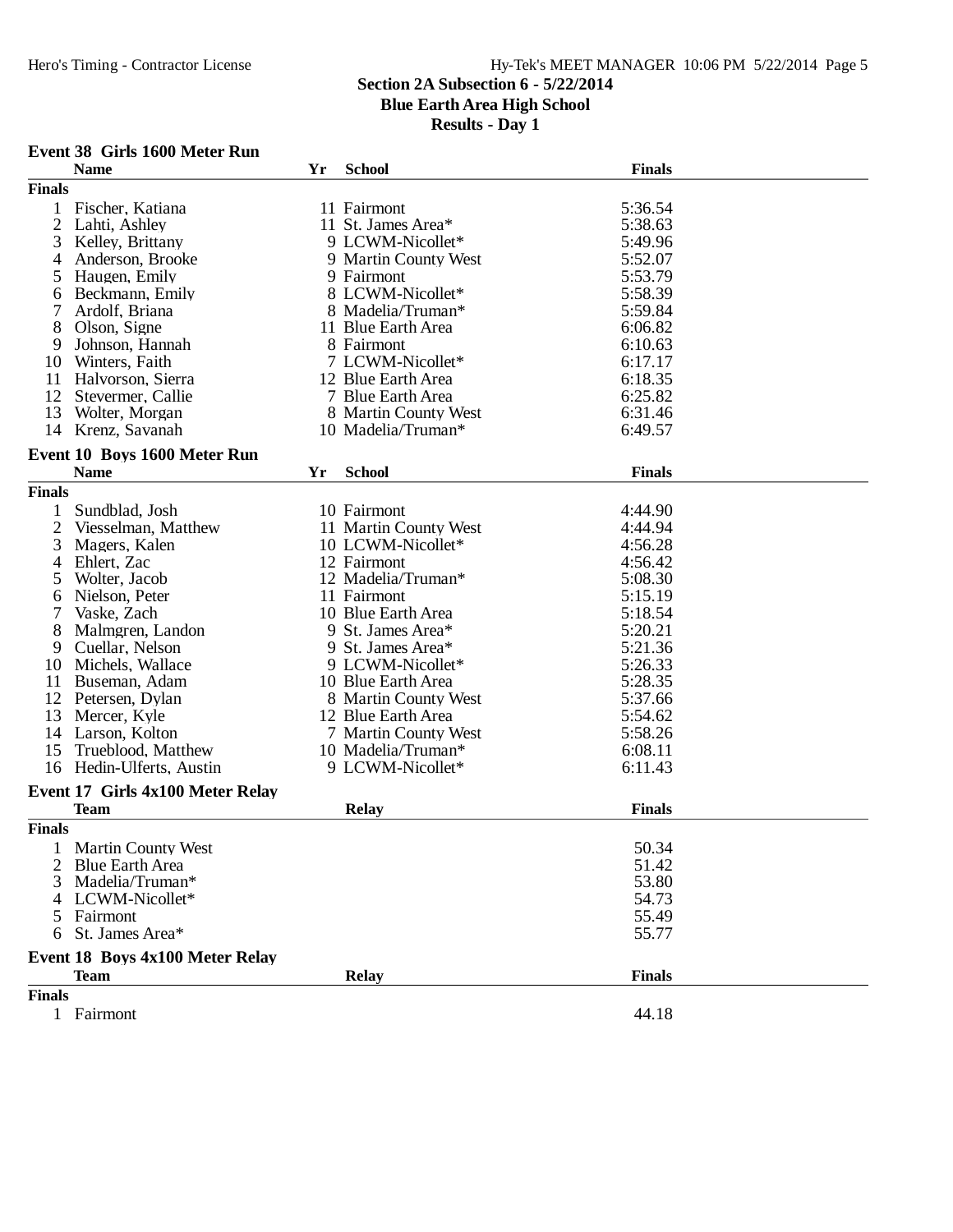## Section 2A Subsection 6 - 5/22/2014
## Blue Earth Area High School
## Results - Day 1

### Event 38 Girls 1600 Meter Run

| | Name | Yr | School | Finals |
|---|---|---|---|---|
| **Finals** | | | | |
| 1 | Fischer, Katiana | 11 | Fairmont | 5:36.54 |
| 2 | Lahti, Ashley | 11 | St. James Area* | 5:38.63 |
| 3 | Kelley, Brittany | 9 | LCWM-Nicollet* | 5:49.96 |
| 4 | Anderson, Brooke | 9 | Martin County West | 5:52.07 |
| 5 | Haugen, Emily | 9 | Fairmont | 5:53.79 |
| 6 | Beckmann, Emily | 8 | LCWM-Nicollet* | 5:58.39 |
| 7 | Ardolf, Briana | 8 | Madelia/Truman* | 5:59.84 |
| 8 | Olson, Signe | 11 | Blue Earth Area | 6:06.82 |
| 9 | Johnson, Hannah | 8 | Fairmont | 6:10.63 |
| 10 | Winters, Faith | 7 | LCWM-Nicollet* | 6:17.17 |
| 11 | Halvorson, Sierra | 12 | Blue Earth Area | 6:18.35 |
| 12 | Stevermer, Callie | 7 | Blue Earth Area | 6:25.82 |
| 13 | Wolter, Morgan | 8 | Martin County West | 6:31.46 |
| 14 | Krenz, Savanah | 10 | Madelia/Truman* | 6:49.57 |

### Event 10 Boys 1600 Meter Run

| | Name | Yr | School | Finals |
|---|---|---|---|---|
| **Finals** | | | | |
| 1 | Sundblad, Josh | 10 | Fairmont | 4:44.90 |
| 2 | Viesselman, Matthew | 11 | Martin County West | 4:44.94 |
| 3 | Magers, Kalen | 10 | LCWM-Nicollet* | 4:56.28 |
| 4 | Ehlert, Zac | 12 | Fairmont | 4:56.42 |
| 5 | Wolter, Jacob | 12 | Madelia/Truman* | 5:08.30 |
| 6 | Nielson, Peter | 11 | Fairmont | 5:15.19 |
| 7 | Vaske, Zach | 10 | Blue Earth Area | 5:18.54 |
| 8 | Malmgren, Landon | 9 | St. James Area* | 5:20.21 |
| 9 | Cuellar, Nelson | 9 | St. James Area* | 5:21.36 |
| 10 | Michels, Wallace | 9 | LCWM-Nicollet* | 5:26.33 |
| 11 | Buseman, Adam | 10 | Blue Earth Area | 5:28.35 |
| 12 | Petersen, Dylan | 8 | Martin County West | 5:37.66 |
| 13 | Mercer, Kyle | 12 | Blue Earth Area | 5:54.62 |
| 14 | Larson, Kolton | 7 | Martin County West | 5:58.26 |
| 15 | Trueblood, Matthew | 10 | Madelia/Truman* | 6:08.11 |
| 16 | Hedin-Ulferts, Austin | 9 | LCWM-Nicollet* | 6:11.43 |

### Event 17 Girls 4x100 Meter Relay

| | Team | Relay | Finals |
|---|---|---|---|
| **Finals** | | | |
| 1 | Martin County West | | 50.34 |
| 2 | Blue Earth Area | | 51.42 |
| 3 | Madelia/Truman* | | 53.80 |
| 4 | LCWM-Nicollet* | | 54.73 |
| 5 | Fairmont | | 55.49 |
| 6 | St. James Area* | | 55.77 |

### Event 18 Boys 4x100 Meter Relay

| | Team | Relay | Finals |
|---|---|---|---|
| **Finals** | | | |
| 1 | Fairmont | | 44.18 |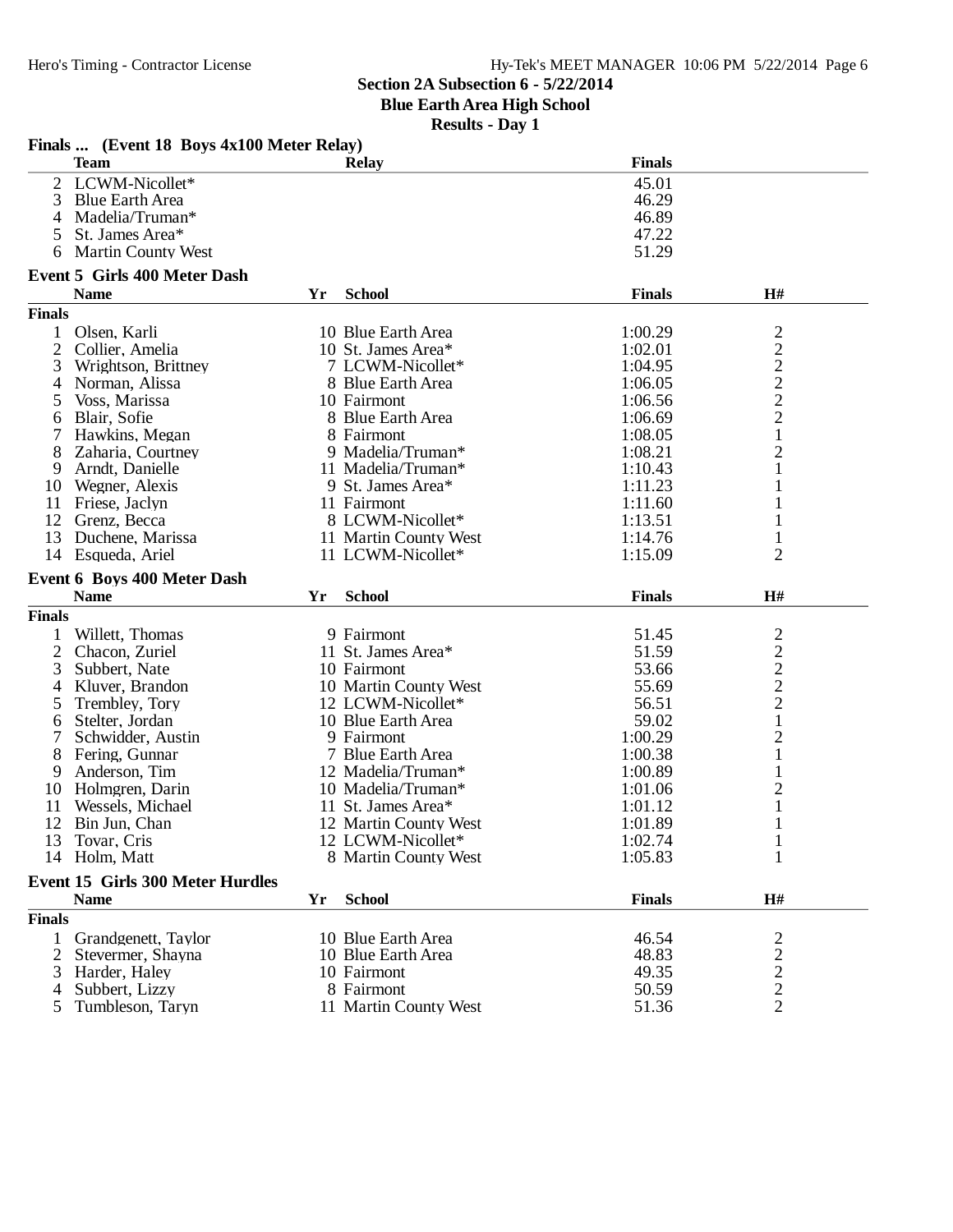**Section 2A Subsection 6 - 5/22/2014**
**Blue Earth Area High School**
**Results - Day 1**

### Finals ... (Event 18 Boys 4x100 Meter Relay)

| | Team | Relay | Finals |
|---|---|---|---|
| 2 | LCWM-Nicollet* | | 45.01 |
| 3 | Blue Earth Area | | 46.29 |
| 4 | Madelia/Truman* | | 46.89 |
| 5 | St. James Area* | | 47.22 |
| 6 | Martin County West | | 51.29 |

### Event 5 Girls 400 Meter Dash

**Finals**

| | Name | Yr | School | Finals | H# |
|---|---|---|---|---|---|
| 1 | Olsen, Karli | 10 | Blue Earth Area | 1:00.29 | 2 |
| 2 | Collier, Amelia | 10 | St. James Area* | 1:02.01 | 2 |
| 3 | Wrightson, Brittney | 7 | LCWM-Nicollet* | 1:04.95 | 2 |
| 4 | Norman, Alissa | 8 | Blue Earth Area | 1:06.05 | 2 |
| 5 | Voss, Marissa | 10 | Fairmont | 1:06.56 | 2 |
| 6 | Blair, Sofie | 8 | Blue Earth Area | 1:06.69 | 2 |
| 7 | Hawkins, Megan | 8 | Fairmont | 1:08.05 | 1 |
| 8 | Zaharia, Courtney | 9 | Madelia/Truman* | 1:08.21 | 2 |
| 9 | Arndt, Danielle | 11 | Madelia/Truman* | 1:10.43 | 1 |
| 10 | Wegner, Alexis | 9 | St. James Area* | 1:11.23 | 1 |
| 11 | Friese, Jaclyn | 11 | Fairmont | 1:11.60 | 1 |
| 12 | Grenz, Becca | 8 | LCWM-Nicollet* | 1:13.51 | 1 |
| 13 | Duchene, Marissa | 11 | Martin County West | 1:14.76 | 1 |
| 14 | Esqueda, Ariel | 11 | LCWM-Nicollet* | 1:15.09 | 2 |

### Event 6 Boys 400 Meter Dash

**Finals**

| | Name | Yr | School | Finals | H# |
|---|---|---|---|---|---|
| 1 | Willett, Thomas | 9 | Fairmont | 51.45 | 2 |
| 2 | Chacon, Zuriel | 11 | St. James Area* | 51.59 | 2 |
| 3 | Subbert, Nate | 10 | Fairmont | 53.66 | 2 |
| 4 | Kluver, Brandon | 10 | Martin County West | 55.69 | 2 |
| 5 | Trembley, Tory | 12 | LCWM-Nicollet* | 56.51 | 2 |
| 6 | Stelter, Jordan | 10 | Blue Earth Area | 59.02 | 1 |
| 7 | Schwidder, Austin | 9 | Fairmont | 1:00.29 | 2 |
| 8 | Fering, Gunnar | 7 | Blue Earth Area | 1:00.38 | 1 |
| 9 | Anderson, Tim | 12 | Madelia/Truman* | 1:00.89 | 1 |
| 10 | Holmgren, Darin | 10 | Madelia/Truman* | 1:01.06 | 2 |
| 11 | Wessels, Michael | 11 | St. James Area* | 1:01.12 | 1 |
| 12 | Bin Jun, Chan | 12 | Martin County West | 1:01.89 | 1 |
| 13 | Tovar, Cris | 12 | LCWM-Nicollet* | 1:02.74 | 1 |
| 14 | Holm, Matt | 8 | Martin County West | 1:05.83 | 1 |

### Event 15 Girls 300 Meter Hurdles

**Finals**

| | Name | Yr | School | Finals | H# |
|---|---|---|---|---|---|
| 1 | Grandgenett, Taylor | 10 | Blue Earth Area | 46.54 | 2 |
| 2 | Stevermer, Shayna | 10 | Blue Earth Area | 48.83 | 2 |
| 3 | Harder, Haley | 10 | Fairmont | 49.35 | 2 |
| 4 | Subbert, Lizzy | 8 | Fairmont | 50.59 | 2 |
| 5 | Tumbleson, Taryn | 11 | Martin County West | 51.36 | 2 |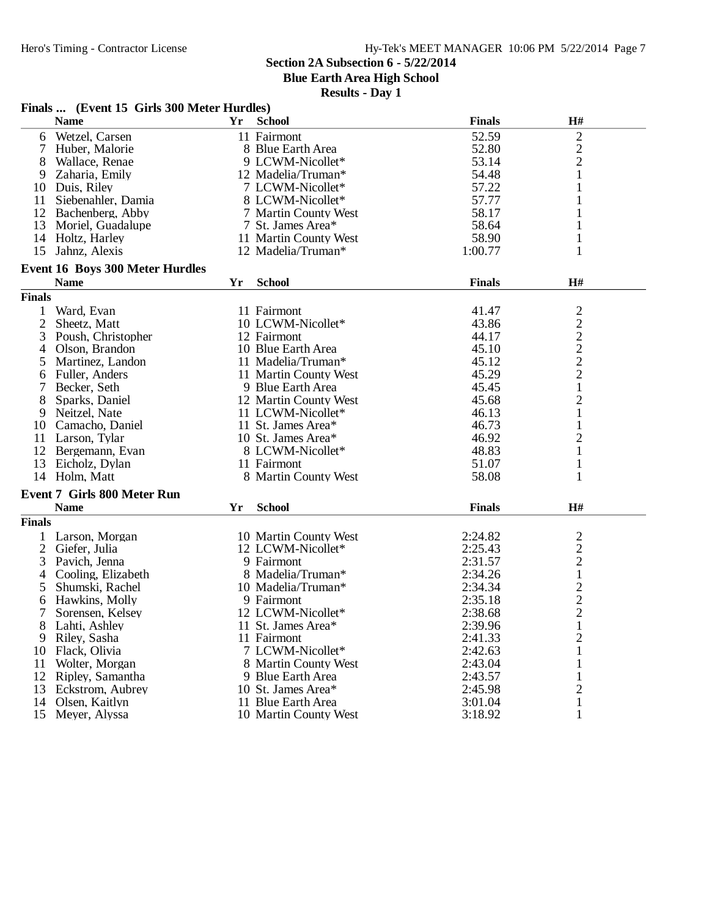**Section 2A Subsection 6 - 5/22/2014**
**Blue Earth Area High School**
**Results - Day 1**

### Finals ... (Event 15 Girls 300 Meter Hurdles)

| | Name | Yr | School | Finals | H# |
|---|---|---|---|---|---|
| 6 | Wetzel, Carsen | 11 | Fairmont | 52.59 | 2 |
| 7 | Huber, Malorie | 8 | Blue Earth Area | 52.80 | 2 |
| 8 | Wallace, Renae | 9 | LCWM-Nicollet* | 53.14 | 2 |
| 9 | Zaharia, Emily | 12 | Madelia/Truman* | 54.48 | 1 |
| 10 | Duis, Riley | 7 | LCWM-Nicollet* | 57.22 | 1 |
| 11 | Siebenahler, Damia | 8 | LCWM-Nicollet* | 57.77 | 1 |
| 12 | Bachenberg, Abby | 7 | Martin County West | 58.17 | 1 |
| 13 | Moriel, Guadalupe | 7 | St. James Area* | 58.64 | 1 |
| 14 | Holtz, Harley | 11 | Martin County West | 58.90 | 1 |
| 15 | Jahnz, Alexis | 12 | Madelia/Truman* | 1:00.77 | 1 |

### Event 16 Boys 300 Meter Hurdles

**Finals**

| | Name | Yr | School | Finals | H# |
|---|---|---|---|---|---|
| 1 | Ward, Evan | 11 | Fairmont | 41.47 | 2 |
| 2 | Sheetz, Matt | 10 | LCWM-Nicollet* | 43.86 | 2 |
| 3 | Poush, Christopher | 12 | Fairmont | 44.17 | 2 |
| 4 | Olson, Brandon | 10 | Blue Earth Area | 45.10 | 2 |
| 5 | Martinez, Landon | 11 | Madelia/Truman* | 45.12 | 2 |
| 6 | Fuller, Anders | 11 | Martin County West | 45.29 | 2 |
| 7 | Becker, Seth | 9 | Blue Earth Area | 45.45 | 1 |
| 8 | Sparks, Daniel | 12 | Martin County West | 45.68 | 2 |
| 9 | Neitzel, Nate | 11 | LCWM-Nicollet* | 46.13 | 1 |
| 10 | Camacho, Daniel | 11 | St. James Area* | 46.73 | 1 |
| 11 | Larson, Tylar | 10 | St. James Area* | 46.92 | 2 |
| 12 | Bergemann, Evan | 8 | LCWM-Nicollet* | 48.83 | 1 |
| 13 | Eicholz, Dylan | 11 | Fairmont | 51.07 | 1 |
| 14 | Holm, Matt | 8 | Martin County West | 58.08 | 1 |

### Event 7 Girls 800 Meter Run

**Finals**

| | Name | Yr | School | Finals | H# |
|---|---|---|---|---|---|
| 1 | Larson, Morgan | 10 | Martin County West | 2:24.82 | 2 |
| 2 | Giefer, Julia | 12 | LCWM-Nicollet* | 2:25.43 | 2 |
| 3 | Pavich, Jenna | 9 | Fairmont | 2:31.57 | 2 |
| 4 | Cooling, Elizabeth | 8 | Madelia/Truman* | 2:34.26 | 1 |
| 5 | Shumski, Rachel | 10 | Madelia/Truman* | 2:34.34 | 2 |
| 6 | Hawkins, Molly | 9 | Fairmont | 2:35.18 | 2 |
| 7 | Sorensen, Kelsey | 12 | LCWM-Nicollet* | 2:38.68 | 2 |
| 8 | Lahti, Ashley | 11 | St. James Area* | 2:39.96 | 1 |
| 9 | Riley, Sasha | 11 | Fairmont | 2:41.33 | 2 |
| 10 | Flack, Olivia | 7 | LCWM-Nicollet* | 2:42.63 | 1 |
| 11 | Wolter, Morgan | 8 | Martin County West | 2:43.04 | 1 |
| 12 | Ripley, Samantha | 9 | Blue Earth Area | 2:43.57 | 1 |
| 13 | Eckstrom, Aubrey | 10 | St. James Area* | 2:45.98 | 2 |
| 14 | Olsen, Kaitlyn | 11 | Blue Earth Area | 3:01.04 | 1 |
| 15 | Meyer, Alyssa | 10 | Martin County West | 3:18.92 | 1 |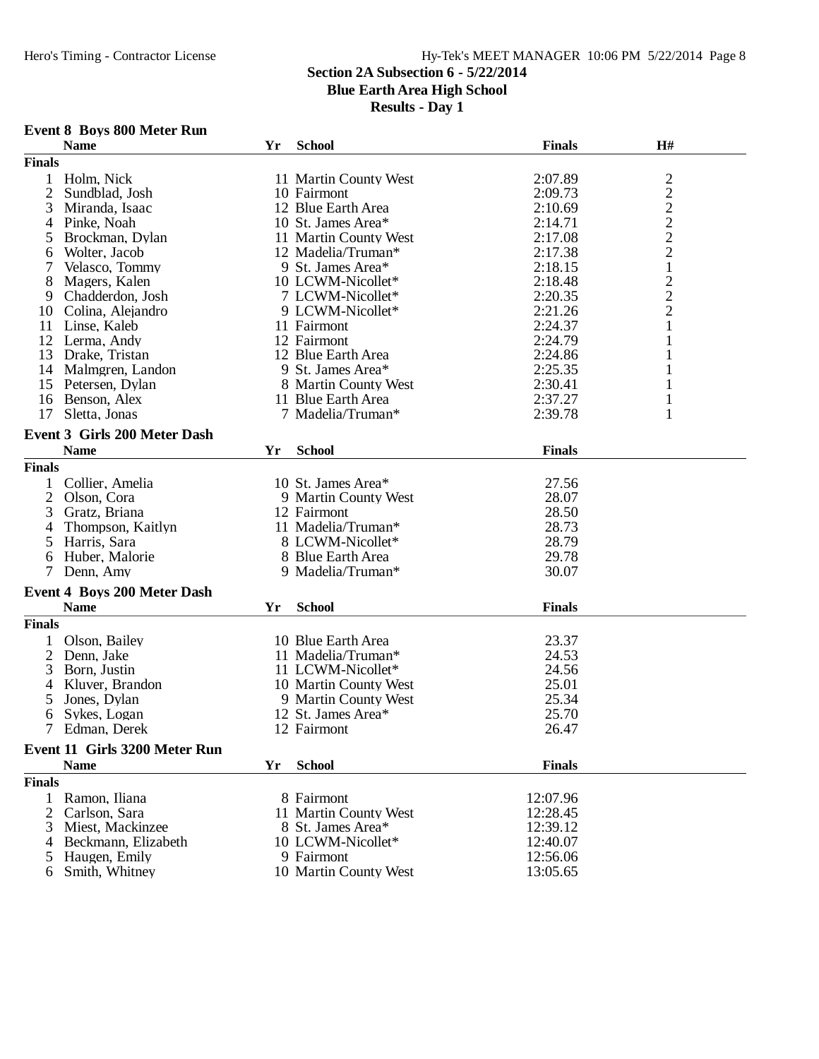## Section 2A Subsection 6 - 5/22/2014
## Blue Earth Area High School
## Results - Day 1

### Event 8 Boys 800 Meter Run

| | Name | Yr | School | Finals | H# |
|---|---|---|---|---|---|
| **Finals** | | | | | |
| 1 | Holm, Nick | 11 | Martin County West | 2:07.89 | 2 |
| 2 | Sundblad, Josh | 10 | Fairmont | 2:09.73 | 2 |
| 3 | Miranda, Isaac | 12 | Blue Earth Area | 2:10.69 | 2 |
| 4 | Pinke, Noah | 10 | St. James Area* | 2:14.71 | 2 |
| 5 | Brockman, Dylan | 11 | Martin County West | 2:17.08 | 2 |
| 6 | Wolter, Jacob | 12 | Madelia/Truman* | 2:17.38 | 2 |
| 7 | Velasco, Tommy | 9 | St. James Area* | 2:18.15 | 1 |
| 8 | Magers, Kalen | 10 | LCWM-Nicollet* | 2:18.48 | 2 |
| 9 | Chadderdon, Josh | 7 | LCWM-Nicollet* | 2:20.35 | 2 |
| 10 | Colina, Alejandro | 9 | LCWM-Nicollet* | 2:21.26 | 2 |
| 11 | Linse, Kaleb | 11 | Fairmont | 2:24.37 | 1 |
| 12 | Lerma, Andy | 12 | Fairmont | 2:24.79 | 1 |
| 13 | Drake, Tristan | 12 | Blue Earth Area | 2:24.86 | 1 |
| 14 | Malmgren, Landon | 9 | St. James Area* | 2:25.35 | 1 |
| 15 | Petersen, Dylan | 8 | Martin County West | 2:30.41 | 1 |
| 16 | Benson, Alex | 11 | Blue Earth Area | 2:37.27 | 1 |
| 17 | Sletta, Jonas | 7 | Madelia/Truman* | 2:39.78 | 1 |

### Event 3 Girls 200 Meter Dash

| | Name | Yr | School | Finals |
|---|---|---|---|---|
| **Finals** | | | | |
| 1 | Collier, Amelia | 10 | St. James Area* | 27.56 |
| 2 | Olson, Cora | 9 | Martin County West | 28.07 |
| 3 | Gratz, Briana | 12 | Fairmont | 28.50 |
| 4 | Thompson, Kaitlyn | 11 | Madelia/Truman* | 28.73 |
| 5 | Harris, Sara | 8 | LCWM-Nicollet* | 28.79 |
| 6 | Huber, Malorie | 8 | Blue Earth Area | 29.78 |
| 7 | Denn, Amy | 9 | Madelia/Truman* | 30.07 |

### Event 4 Boys 200 Meter Dash

| | Name | Yr | School | Finals |
|---|---|---|---|---|
| **Finals** | | | | |
| 1 | Olson, Bailey | 10 | Blue Earth Area | 23.37 |
| 2 | Denn, Jake | 11 | Madelia/Truman* | 24.53 |
| 3 | Born, Justin | 11 | LCWM-Nicollet* | 24.56 |
| 4 | Kluver, Brandon | 10 | Martin County West | 25.01 |
| 5 | Jones, Dylan | 9 | Martin County West | 25.34 |
| 6 | Sykes, Logan | 12 | St. James Area* | 25.70 |
| 7 | Edman, Derek | 12 | Fairmont | 26.47 |

### Event 11 Girls 3200 Meter Run

| | Name | Yr | School | Finals |
|---|---|---|---|---|
| **Finals** | | | | |
| 1 | Ramon, Iliana | 8 | Fairmont | 12:07.96 |
| 2 | Carlson, Sara | 11 | Martin County West | 12:28.45 |
| 3 | Miest, Mackinzee | 8 | St. James Area* | 12:39.12 |
| 4 | Beckmann, Elizabeth | 10 | LCWM-Nicollet* | 12:40.07 |
| 5 | Haugen, Emily | 9 | Fairmont | 12:56.06 |
| 6 | Smith, Whitney | 10 | Martin County West | 13:05.65 |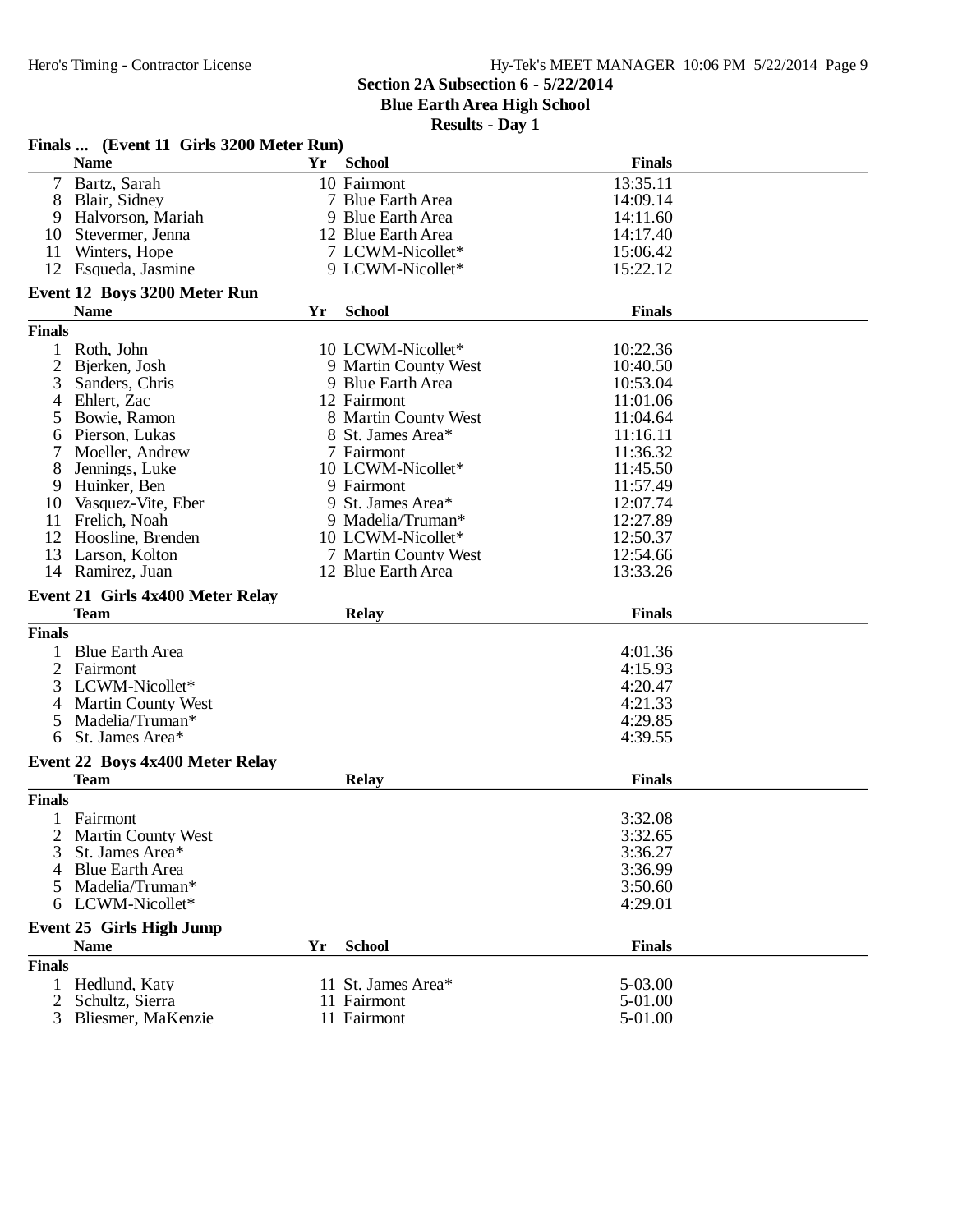**Section 2A Subsection 6 - 5/22/2014**
**Blue Earth Area High School**
**Results - Day 1**

### Finals ... (Event 11 Girls 3200 Meter Run)

| | Name | Yr | School | Finals |
|---|---|---|---|---|
| 7 | Bartz, Sarah | 10 | Fairmont | 13:35.11 |
| 8 | Blair, Sidney | 7 | Blue Earth Area | 14:09.14 |
| 9 | Halvorson, Mariah | 9 | Blue Earth Area | 14:11.60 |
| 10 | Stevermer, Jenna | 12 | Blue Earth Area | 14:17.40 |
| 11 | Winters, Hope | 7 | LCWM-Nicollet* | 15:06.42 |
| 12 | Esqueda, Jasmine | 9 | LCWM-Nicollet* | 15:22.12 |

### Event 12 Boys 3200 Meter Run

| | Name | Yr | School | Finals |
|---|---|---|---|---|
| **Finals** | | | | |
| 1 | Roth, John | 10 | LCWM-Nicollet* | 10:22.36 |
| 2 | Bjerken, Josh | 9 | Martin County West | 10:40.50 |
| 3 | Sanders, Chris | 9 | Blue Earth Area | 10:53.04 |
| 4 | Ehlert, Zac | 12 | Fairmont | 11:01.06 |
| 5 | Bowie, Ramon | 8 | Martin County West | 11:04.64 |
| 6 | Pierson, Lukas | 8 | St. James Area* | 11:16.11 |
| 7 | Moeller, Andrew | 7 | Fairmont | 11:36.32 |
| 8 | Jennings, Luke | 10 | LCWM-Nicollet* | 11:45.50 |
| 9 | Huinker, Ben | 9 | Fairmont | 11:57.49 |
| 10 | Vasquez-Vite, Eber | 9 | St. James Area* | 12:07.74 |
| 11 | Frelich, Noah | 9 | Madelia/Truman* | 12:27.89 |
| 12 | Hoosline, Brenden | 10 | LCWM-Nicollet* | 12:50.37 |
| 13 | Larson, Kolton | 7 | Martin County West | 12:54.66 |
| 14 | Ramirez, Juan | 12 | Blue Earth Area | 13:33.26 |

### Event 21 Girls 4x400 Meter Relay

| | Team | Relay | Finals |
|---|---|---|---|
| **Finals** | | | |
| 1 | Blue Earth Area | | 4:01.36 |
| 2 | Fairmont | | 4:15.93 |
| 3 | LCWM-Nicollet* | | 4:20.47 |
| 4 | Martin County West | | 4:21.33 |
| 5 | Madelia/Truman* | | 4:29.85 |
| 6 | St. James Area* | | 4:39.55 |

### Event 22 Boys 4x400 Meter Relay

| | Team | Relay | Finals |
|---|---|---|---|
| **Finals** | | | |
| 1 | Fairmont | | 3:32.08 |
| 2 | Martin County West | | 3:32.65 |
| 3 | St. James Area* | | 3:36.27 |
| 4 | Blue Earth Area | | 3:36.99 |
| 5 | Madelia/Truman* | | 3:50.60 |
| 6 | LCWM-Nicollet* | | 4:29.01 |

### Event 25 Girls High Jump

| | Name | Yr | School | Finals |
|---|---|---|---|---|
| **Finals** | | | | |
| 1 | Hedlund, Katy | 11 | St. James Area* | 5-03.00 |
| 2 | Schultz, Sierra | 11 | Fairmont | 5-01.00 |
| 3 | Bliesmer, MaKenzie | 11 | Fairmont | 5-01.00 |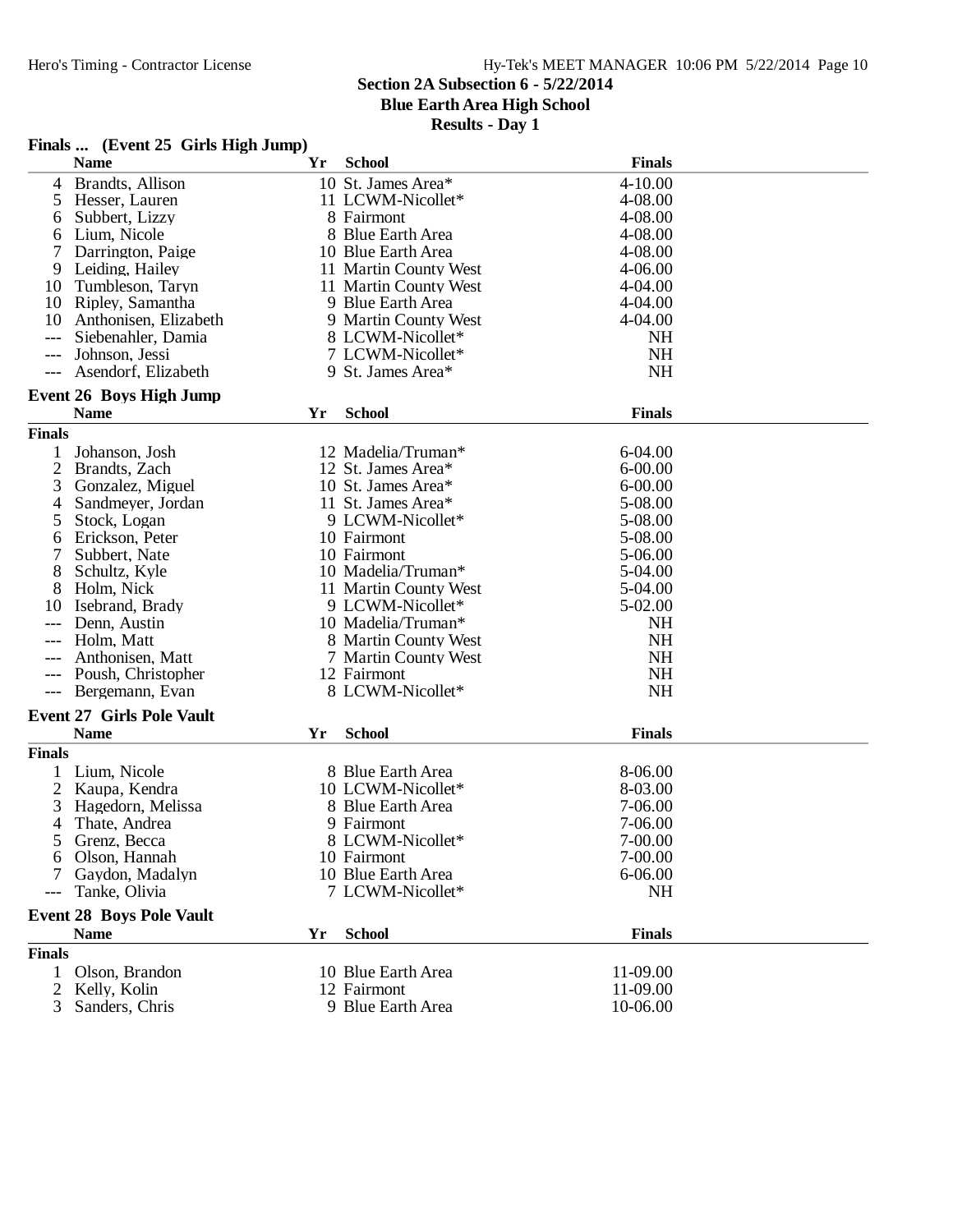## Section 2A Subsection 6 - 5/22/2014
## Blue Earth Area High School
## Results - Day 1

### Finals ... (Event 25 Girls High Jump)

| | Name | Yr | School | Finals |
|---|---|---|---|---|
| 4 | Brandts, Allison | 10 | St. James Area* | 4-10.00 |
| 5 | Hesser, Lauren | 11 | LCWM-Nicollet* | 4-08.00 |
| 6 | Subbert, Lizzy | 8 | Fairmont | 4-08.00 |
| 6 | Lium, Nicole | 8 | Blue Earth Area | 4-08.00 |
| 7 | Darrington, Paige | 10 | Blue Earth Area | 4-08.00 |
| 9 | Leiding, Hailey | 11 | Martin County West | 4-06.00 |
| 10 | Tumbleson, Taryn | 11 | Martin County West | 4-04.00 |
| 10 | Ripley, Samantha | 9 | Blue Earth Area | 4-04.00 |
| 10 | Anthonisen, Elizabeth | 9 | Martin County West | 4-04.00 |
| --- | Siebenahler, Damia | 8 | LCWM-Nicollet* | NH |
| --- | Johnson, Jessi | 7 | LCWM-Nicollet* | NH |
| --- | Asendorf, Elizabeth | 9 | St. James Area* | NH |

### Event 26 Boys High Jump

| | Name | Yr | School | Finals |
|---|---|---|---|---|
| **Finals** | | | | |
| 1 | Johanson, Josh | 12 | Madelia/Truman* | 6-04.00 |
| 2 | Brandts, Zach | 12 | St. James Area* | 6-00.00 |
| 3 | Gonzalez, Miguel | 10 | St. James Area* | 6-00.00 |
| 4 | Sandmeyer, Jordan | 11 | St. James Area* | 5-08.00 |
| 5 | Stock, Logan | 9 | LCWM-Nicollet* | 5-08.00 |
| 6 | Erickson, Peter | 10 | Fairmont | 5-08.00 |
| 7 | Subbert, Nate | 10 | Fairmont | 5-06.00 |
| 8 | Schultz, Kyle | 10 | Madelia/Truman* | 5-04.00 |
| 8 | Holm, Nick | 11 | Martin County West | 5-04.00 |
| 10 | Isebrand, Brady | 9 | LCWM-Nicollet* | 5-02.00 |
| --- | Denn, Austin | 10 | Madelia/Truman* | NH |
| --- | Holm, Matt | 8 | Martin County West | NH |
| --- | Anthonisen, Matt | 7 | Martin County West | NH |
| --- | Poush, Christopher | 12 | Fairmont | NH |
| --- | Bergemann, Evan | 8 | LCWM-Nicollet* | NH |

### Event 27 Girls Pole Vault

| | Name | Yr | School | Finals |
|---|---|---|---|---|
| **Finals** | | | | |
| 1 | Lium, Nicole | 8 | Blue Earth Area | 8-06.00 |
| 2 | Kaupa, Kendra | 10 | LCWM-Nicollet* | 8-03.00 |
| 3 | Hagedorn, Melissa | 8 | Blue Earth Area | 7-06.00 |
| 4 | Thate, Andrea | 9 | Fairmont | 7-06.00 |
| 5 | Grenz, Becca | 8 | LCWM-Nicollet* | 7-00.00 |
| 6 | Olson, Hannah | 10 | Fairmont | 7-00.00 |
| 7 | Gaydon, Madalyn | 10 | Blue Earth Area | 6-06.00 |
| --- | Tanke, Olivia | 7 | LCWM-Nicollet* | NH |

### Event 28 Boys Pole Vault

| | Name | Yr | School | Finals |
|---|---|---|---|---|
| **Finals** | | | | |
| 1 | Olson, Brandon | 10 | Blue Earth Area | 11-09.00 |
| 2 | Kelly, Kolin | 12 | Fairmont | 11-09.00 |
| 3 | Sanders, Chris | 9 | Blue Earth Area | 10-06.00 |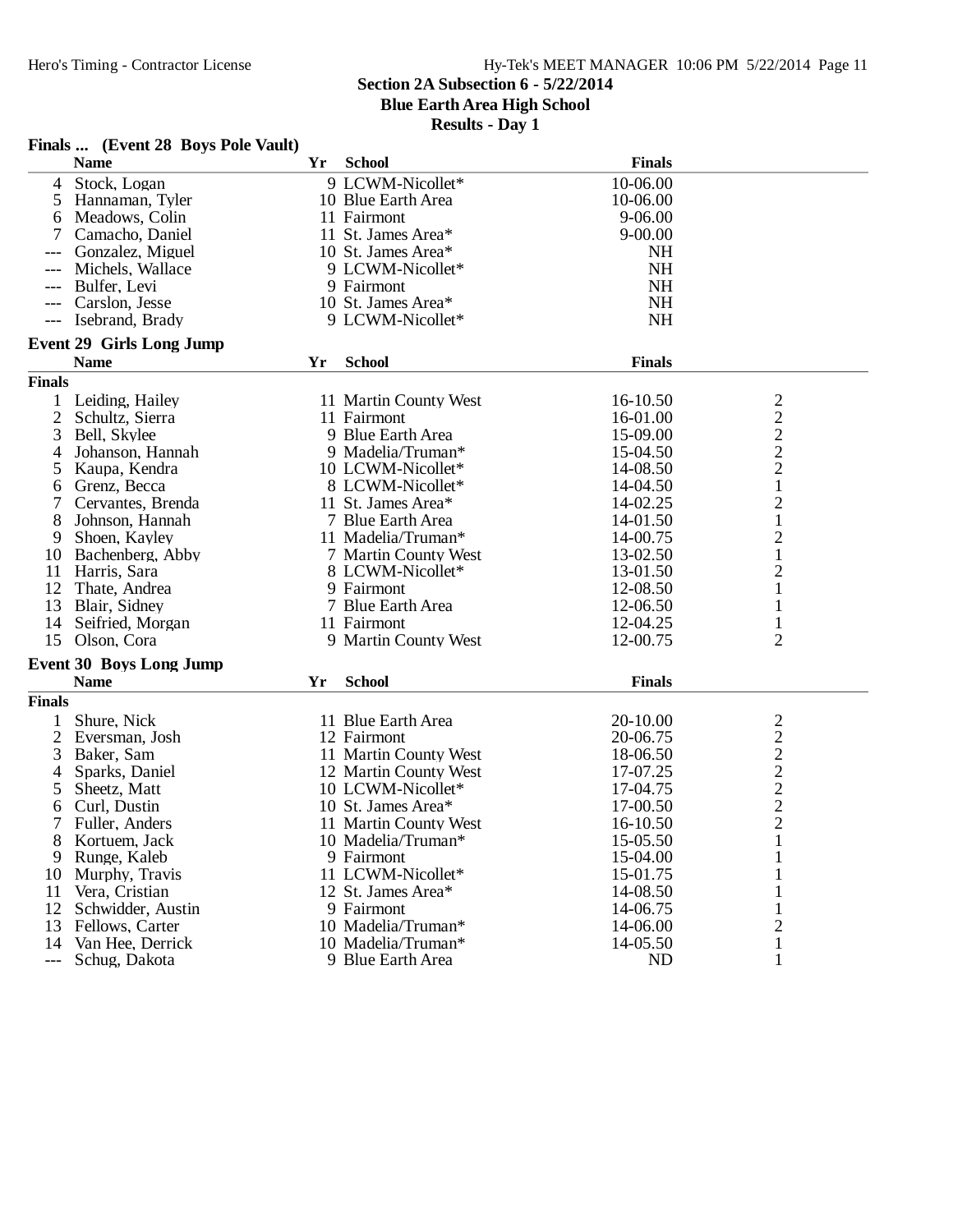## Section 2A Subsection 6 - 5/22/2014
## Blue Earth Area High School
## Results - Day 1

### Finals ... (Event 28 Boys Pole Vault)

| | Name | Yr | School | Finals |
|---|---|---|---|---|
| 4 | Stock, Logan | 9 | LCWM-Nicollet* | 10-06.00 |
| 5 | Hannaman, Tyler | 10 | Blue Earth Area | 10-06.00 |
| 6 | Meadows, Colin | 11 | Fairmont | 9-06.00 |
| 7 | Camacho, Daniel | 11 | St. James Area* | 9-00.00 |
| --- | Gonzalez, Miguel | 10 | St. James Area* | NH |
| --- | Michels, Wallace | 9 | LCWM-Nicollet* | NH |
| --- | Bulfer, Levi | 9 | Fairmont | NH |
| --- | Carslon, Jesse | 10 | St. James Area* | NH |
| --- | Isebrand, Brady | 9 | LCWM-Nicollet* | NH |

### Event 29 Girls Long Jump

| | Name | Yr | School | Finals | |
|---|---|---|---|---|---|
| **Finals** | | | | | |
| 1 | Leiding, Hailey | 11 | Martin County West | 16-10.50 | 2 |
| 2 | Schultz, Sierra | 11 | Fairmont | 16-01.00 | 2 |
| 3 | Bell, Skylee | 9 | Blue Earth Area | 15-09.00 | 2 |
| 4 | Johanson, Hannah | 9 | Madelia/Truman* | 15-04.50 | 2 |
| 5 | Kaupa, Kendra | 10 | LCWM-Nicollet* | 14-08.50 | 2 |
| 6 | Grenz, Becca | 8 | LCWM-Nicollet* | 14-04.50 | 1 |
| 7 | Cervantes, Brenda | 11 | St. James Area* | 14-02.25 | 2 |
| 8 | Johnson, Hannah | 7 | Blue Earth Area | 14-01.50 | 1 |
| 9 | Shoen, Kayley | 11 | Madelia/Truman* | 14-00.75 | 2 |
| 10 | Bachenberg, Abby | 7 | Martin County West | 13-02.50 | 1 |
| 11 | Harris, Sara | 8 | LCWM-Nicollet* | 13-01.50 | 2 |
| 12 | Thate, Andrea | 9 | Fairmont | 12-08.50 | 1 |
| 13 | Blair, Sidney | 7 | Blue Earth Area | 12-06.50 | 1 |
| 14 | Seifried, Morgan | 11 | Fairmont | 12-04.25 | 1 |
| 15 | Olson, Cora | 9 | Martin County West | 12-00.75 | 2 |

### Event 30 Boys Long Jump

| | Name | Yr | School | Finals | |
|---|---|---|---|---|---|
| **Finals** | | | | | |
| 1 | Shure, Nick | 11 | Blue Earth Area | 20-10.00 | 2 |
| 2 | Eversman, Josh | 12 | Fairmont | 20-06.75 | 2 |
| 3 | Baker, Sam | 11 | Martin County West | 18-06.50 | 2 |
| 4 | Sparks, Daniel | 12 | Martin County West | 17-07.25 | 2 |
| 5 | Sheetz, Matt | 10 | LCWM-Nicollet* | 17-04.75 | 2 |
| 6 | Curl, Dustin | 10 | St. James Area* | 17-00.50 | 2 |
| 7 | Fuller, Anders | 11 | Martin County West | 16-10.50 | 2 |
| 8 | Kortuem, Jack | 10 | Madelia/Truman* | 15-05.50 | 1 |
| 9 | Runge, Kaleb | 9 | Fairmont | 15-04.00 | 1 |
| 10 | Murphy, Travis | 11 | LCWM-Nicollet* | 15-01.75 | 1 |
| 11 | Vera, Cristian | 12 | St. James Area* | 14-08.50 | 1 |
| 12 | Schwidder, Austin | 9 | Fairmont | 14-06.75 | 1 |
| 13 | Fellows, Carter | 10 | Madelia/Truman* | 14-06.00 | 2 |
| 14 | Van Hee, Derrick | 10 | Madelia/Truman* | 14-05.50 | 1 |
| --- | Schug, Dakota | 9 | Blue Earth Area | ND | 1 |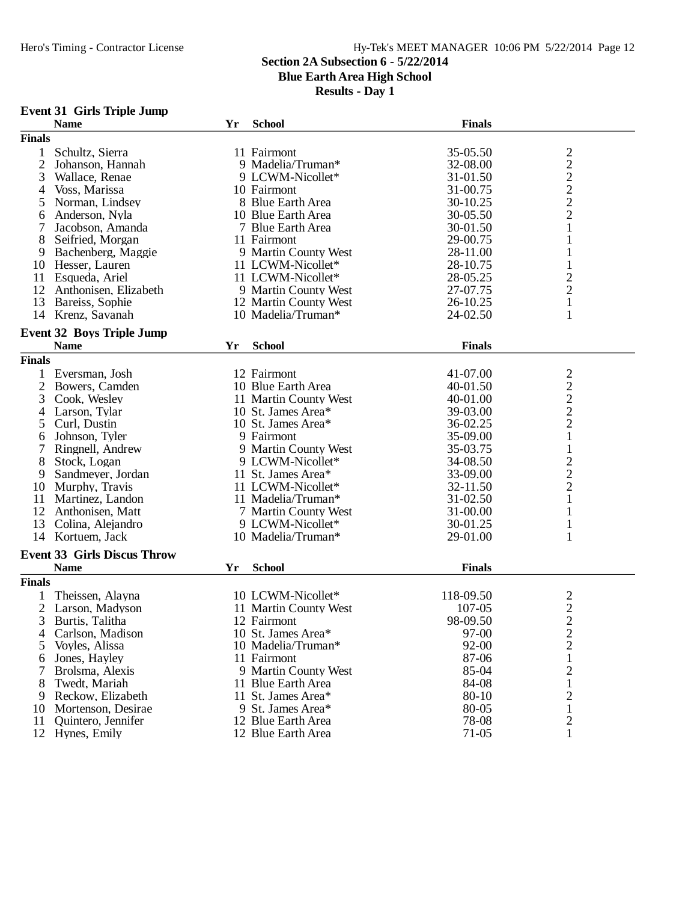## Section 2A Subsection 6 - 5/22/2014
## Blue Earth Area High School
## Results - Day 1

### Event 31 Girls Triple Jump

| | Name | Yr | School | Finals | |
|---|---|---|---|---|---|
| **Finals** | | | | | |
| 1 | Schultz, Sierra | 11 | Fairmont | 35-05.50 | 2 |
| 2 | Johanson, Hannah | 9 | Madelia/Truman* | 32-08.00 | 2 |
| 3 | Wallace, Renae | 9 | LCWM-Nicollet* | 31-01.50 | 2 |
| 4 | Voss, Marissa | 10 | Fairmont | 31-00.75 | 2 |
| 5 | Norman, Lindsey | 8 | Blue Earth Area | 30-10.25 | 2 |
| 6 | Anderson, Nyla | 10 | Blue Earth Area | 30-05.50 | 2 |
| 7 | Jacobson, Amanda | 7 | Blue Earth Area | 30-01.50 | 1 |
| 8 | Seifried, Morgan | 11 | Fairmont | 29-00.75 | 1 |
| 9 | Bachenberg, Maggie | 9 | Martin County West | 28-11.00 | 1 |
| 10 | Hesser, Lauren | 11 | LCWM-Nicollet* | 28-10.75 | 1 |
| 11 | Esqueda, Ariel | 11 | LCWM-Nicollet* | 28-05.25 | 2 |
| 12 | Anthonisen, Elizabeth | 9 | Martin County West | 27-07.75 | 2 |
| 13 | Bareiss, Sophie | 12 | Martin County West | 26-10.25 | 1 |
| 14 | Krenz, Savanah | 10 | Madelia/Truman* | 24-02.50 | 1 |

### Event 32 Boys Triple Jump

| | Name | Yr | School | Finals | |
|---|---|---|---|---|---|
| **Finals** | | | | | |
| 1 | Eversman, Josh | 12 | Fairmont | 41-07.00 | 2 |
| 2 | Bowers, Camden | 10 | Blue Earth Area | 40-01.50 | 2 |
| 3 | Cook, Wesley | 11 | Martin County West | 40-01.00 | 2 |
| 4 | Larson, Tylar | 10 | St. James Area* | 39-03.00 | 2 |
| 5 | Curl, Dustin | 10 | St. James Area* | 36-02.25 | 2 |
| 6 | Johnson, Tyler | 9 | Fairmont | 35-09.00 | 1 |
| 7 | Ringnell, Andrew | 9 | Martin County West | 35-03.75 | 1 |
| 8 | Stock, Logan | 9 | LCWM-Nicollet* | 34-08.50 | 2 |
| 9 | Sandmeyer, Jordan | 11 | St. James Area* | 33-09.00 | 2 |
| 10 | Murphy, Travis | 11 | LCWM-Nicollet* | 32-11.50 | 2 |
| 11 | Martinez, Landon | 11 | Madelia/Truman* | 31-02.50 | 1 |
| 12 | Anthonisen, Matt | 7 | Martin County West | 31-00.00 | 1 |
| 13 | Colina, Alejandro | 9 | LCWM-Nicollet* | 30-01.25 | 1 |
| 14 | Kortuem, Jack | 10 | Madelia/Truman* | 29-01.00 | 1 |

### Event 33 Girls Discus Throw

| | Name | Yr | School | Finals | |
|---|---|---|---|---|---|
| **Finals** | | | | | |
| 1 | Theissen, Alayna | 10 | LCWM-Nicollet* | 118-09.50 | 2 |
| 2 | Larson, Madyson | 11 | Martin County West | 107-05 | 2 |
| 3 | Burtis, Talitha | 12 | Fairmont | 98-09.50 | 2 |
| 4 | Carlson, Madison | 10 | St. James Area* | 97-00 | 2 |
| 5 | Voyles, Alissa | 10 | Madelia/Truman* | 92-00 | 2 |
| 6 | Jones, Hayley | 11 | Fairmont | 87-06 | 1 |
| 7 | Brolsma, Alexis | 9 | Martin County West | 85-04 | 2 |
| 8 | Twedt, Mariah | 11 | Blue Earth Area | 84-08 | 1 |
| 9 | Reckow, Elizabeth | 11 | St. James Area* | 80-10 | 2 |
| 10 | Mortenson, Desirae | 9 | St. James Area* | 80-05 | 1 |
| 11 | Quintero, Jennifer | 12 | Blue Earth Area | 78-08 | 2 |
| 12 | Hynes, Emily | 12 | Blue Earth Area | 71-05 | 1 |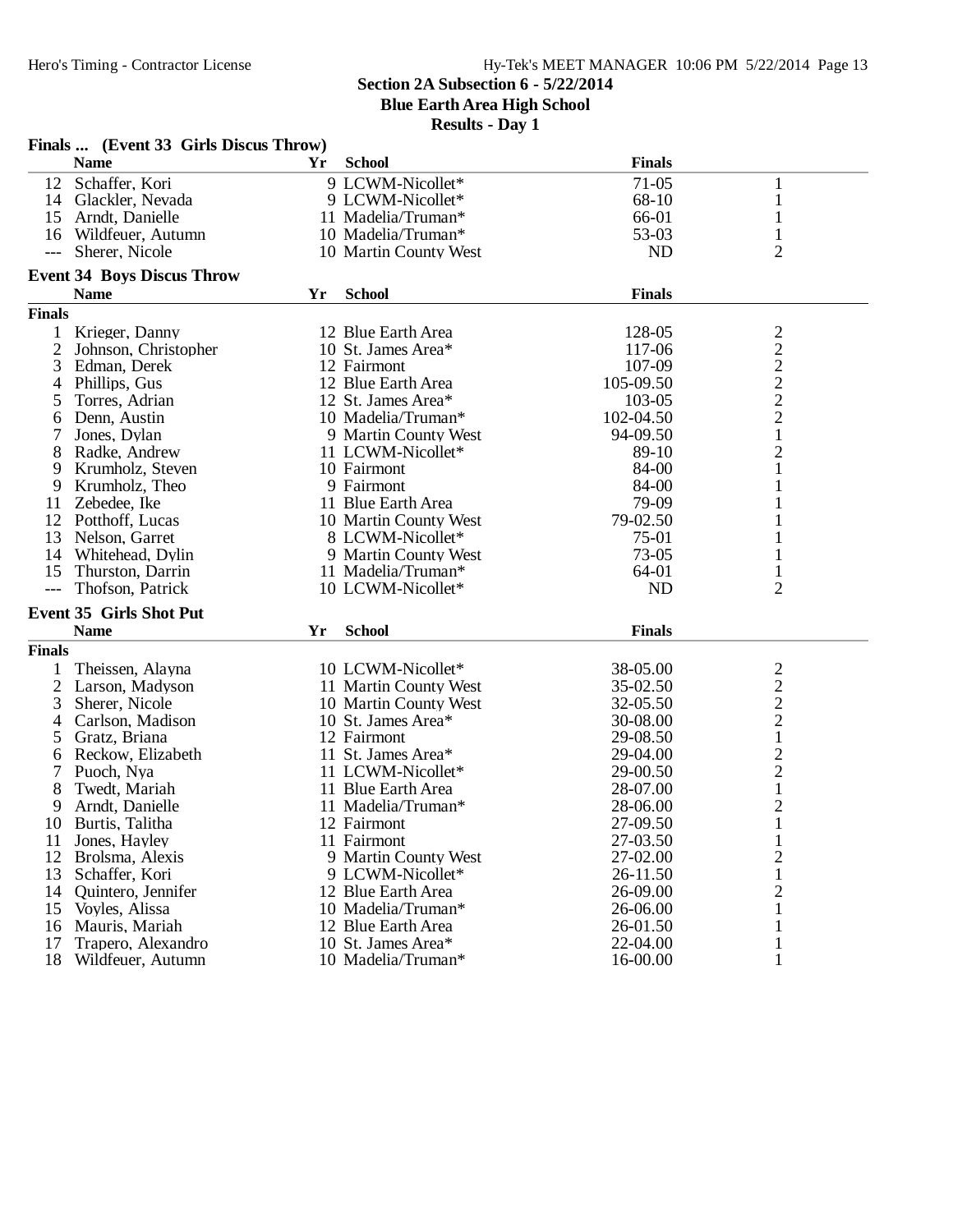**Section 2A Subsection 6 - 5/22/2014**
**Blue Earth Area High School**
**Results - Day 1**

### Finals ... (Event 33 Girls Discus Throw)

| | Name | Yr | School | Finals | |
|---|---|---|---|---|---|
| 12 | Schaffer, Kori | 9 | LCWM-Nicollet* | 71-05 | 1 |
| 14 | Glackler, Nevada | 9 | LCWM-Nicollet* | 68-10 | 1 |
| 15 | Arndt, Danielle | 11 | Madelia/Truman* | 66-01 | 1 |
| 16 | Wildfeuer, Autumn | 10 | Madelia/Truman* | 53-03 | 1 |
| --- | Sherer, Nicole | 10 | Martin County West | ND | 2 |

### Event 34 Boys Discus Throw

**Finals**

| | Name | Yr | School | Finals | |
|---|---|---|---|---|---|
| 1 | Krieger, Danny | 12 | Blue Earth Area | 128-05 | 2 |
| 2 | Johnson, Christopher | 10 | St. James Area* | 117-06 | 2 |
| 3 | Edman, Derek | 12 | Fairmont | 107-09 | 2 |
| 4 | Phillips, Gus | 12 | Blue Earth Area | 105-09.50 | 2 |
| 5 | Torres, Adrian | 12 | St. James Area* | 103-05 | 2 |
| 6 | Denn, Austin | 10 | Madelia/Truman* | 102-04.50 | 2 |
| 7 | Jones, Dylan | 9 | Martin County West | 94-09.50 | 1 |
| 8 | Radke, Andrew | 11 | LCWM-Nicollet* | 89-10 | 2 |
| 9 | Krumholz, Steven | 10 | Fairmont | 84-00 | 1 |
| 9 | Krumholz, Theo | 9 | Fairmont | 84-00 | 1 |
| 11 | Zebedee, Ike | 11 | Blue Earth Area | 79-09 | 1 |
| 12 | Potthoff, Lucas | 10 | Martin County West | 79-02.50 | 1 |
| 13 | Nelson, Garret | 8 | LCWM-Nicollet* | 75-01 | 1 |
| 14 | Whitehead, Dylin | 9 | Martin County West | 73-05 | 1 |
| 15 | Thurston, Darrin | 11 | Madelia/Truman* | 64-01 | 1 |
| --- | Thofson, Patrick | 10 | LCWM-Nicollet* | ND | 2 |

### Event 35 Girls Shot Put

**Finals**

| | Name | Yr | School | Finals | |
|---|---|---|---|---|---|
| 1 | Theissen, Alayna | 10 | LCWM-Nicollet* | 38-05.00 | 2 |
| 2 | Larson, Madyson | 11 | Martin County West | 35-02.50 | 2 |
| 3 | Sherer, Nicole | 10 | Martin County West | 32-05.50 | 2 |
| 4 | Carlson, Madison | 10 | St. James Area* | 30-08.00 | 2 |
| 5 | Gratz, Briana | 12 | Fairmont | 29-08.50 | 1 |
| 6 | Reckow, Elizabeth | 11 | St. James Area* | 29-04.00 | 2 |
| 7 | Puoch, Nya | 11 | LCWM-Nicollet* | 29-00.50 | 2 |
| 8 | Twedt, Mariah | 11 | Blue Earth Area | 28-07.00 | 1 |
| 9 | Arndt, Danielle | 11 | Madelia/Truman* | 28-06.00 | 2 |
| 10 | Burtis, Talitha | 12 | Fairmont | 27-09.50 | 1 |
| 11 | Jones, Hayley | 11 | Fairmont | 27-03.50 | 1 |
| 12 | Brolsma, Alexis | 9 | Martin County West | 27-02.00 | 2 |
| 13 | Schaffer, Kori | 9 | LCWM-Nicollet* | 26-11.50 | 1 |
| 14 | Quintero, Jennifer | 12 | Blue Earth Area | 26-09.00 | 2 |
| 15 | Voyles, Alissa | 10 | Madelia/Truman* | 26-06.00 | 1 |
| 16 | Mauris, Mariah | 12 | Blue Earth Area | 26-01.50 | 1 |
| 17 | Trapero, Alexandro | 10 | St. James Area* | 22-04.00 | 1 |
| 18 | Wildfeuer, Autumn | 10 | Madelia/Truman* | 16-00.00 | 1 |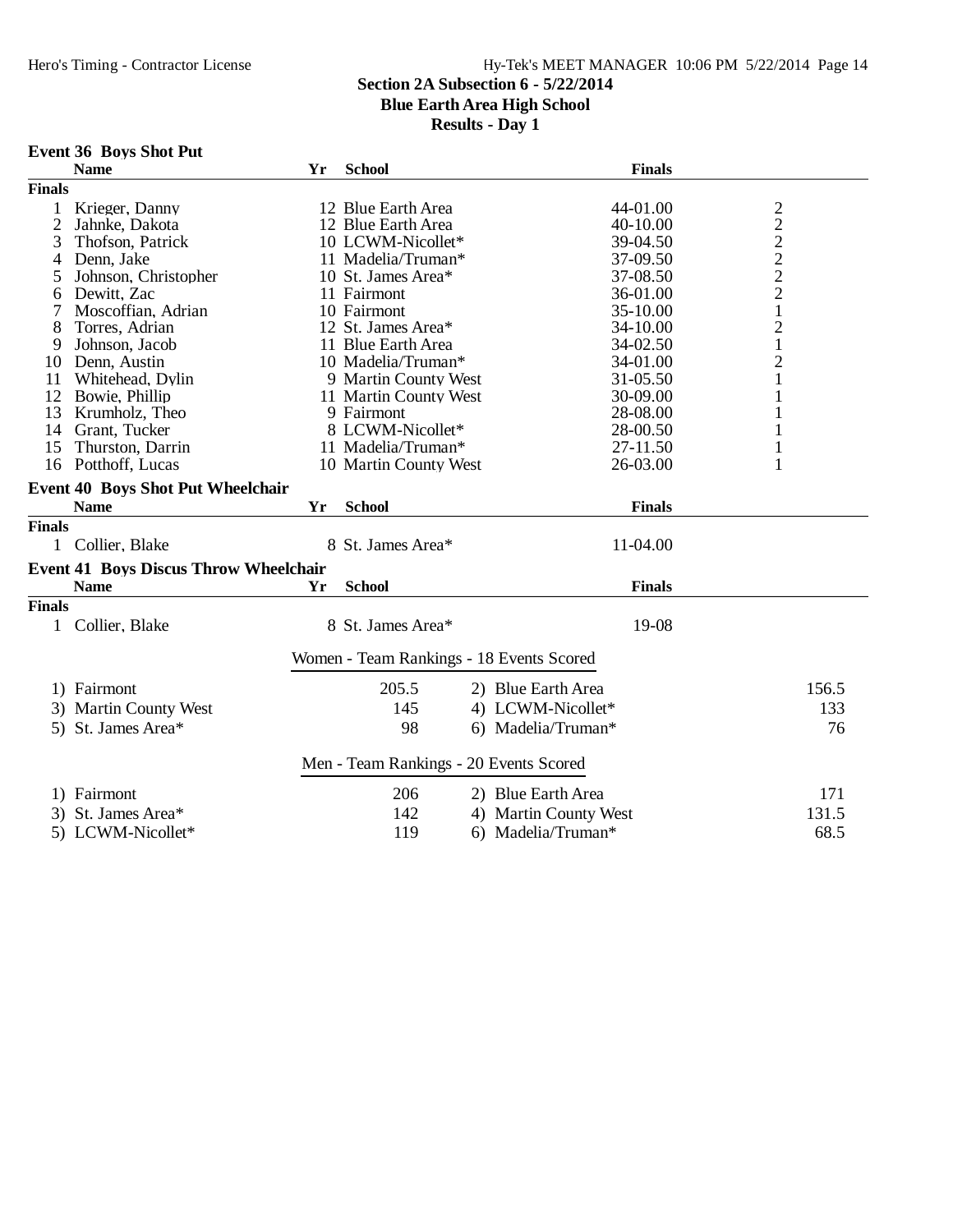## Section 2A Subsection 6 - 5/22/2014
## Blue Earth Area High School
## Results - Day 1

### Event 36 Boys Shot Put

| | Name | Yr | School | Finals | |
|---|---|---|---|---|---|
| **Finals** | | | | | |
| 1 | Krieger, Danny | 12 | Blue Earth Area | 44-01.00 | 2 |
| 2 | Jahnke, Dakota | 12 | Blue Earth Area | 40-10.00 | 2 |
| 3 | Thofson, Patrick | 10 | LCWM-Nicollet* | 39-04.50 | 2 |
| 4 | Denn, Jake | 11 | Madelia/Truman* | 37-09.50 | 2 |
| 5 | Johnson, Christopher | 10 | St. James Area* | 37-08.50 | 2 |
| 6 | Dewitt, Zac | 11 | Fairmont | 36-01.00 | 2 |
| 7 | Moscoffian, Adrian | 10 | Fairmont | 35-10.00 | 1 |
| 8 | Torres, Adrian | 12 | St. James Area* | 34-10.00 | 2 |
| 9 | Johnson, Jacob | 11 | Blue Earth Area | 34-02.50 | 1 |
| 10 | Denn, Austin | 10 | Madelia/Truman* | 34-01.00 | 2 |
| 11 | Whitehead, Dylin | 9 | Martin County West | 31-05.50 | 1 |
| 12 | Bowie, Phillip | 11 | Martin County West | 30-09.00 | 1 |
| 13 | Krumholz, Theo | 9 | Fairmont | 28-08.00 | 1 |
| 14 | Grant, Tucker | 8 | LCWM-Nicollet* | 28-00.50 | 1 |
| 15 | Thurston, Darrin | 11 | Madelia/Truman* | 27-11.50 | 1 |
| 16 | Potthoff, Lucas | 10 | Martin County West | 26-03.00 | 1 |

### Event 40 Boys Shot Put Wheelchair

| | Name | Yr | School | Finals |
|---|---|---|---|---|
| **Finals** | | | | |
| 1 | Collier, Blake | 8 | St. James Area* | 11-04.00 |

### Event 41 Boys Discus Throw Wheelchair

| | Name | Yr | School | Finals |
|---|---|---|---|---|
| **Finals** | | | | |
| 1 | Collier, Blake | 8 | St. James Area* | 19-08 |

### Women - Team Rankings - 18 Events Scored

| | | | | | |
|---|---|---|---|---|---|
| 1) | Fairmont | 205.5 | 2) | Blue Earth Area | 156.5 |
| 3) | Martin County West | 145 | 4) | LCWM-Nicollet* | 133 |
| 5) | St. James Area* | 98 | 6) | Madelia/Truman* | 76 |

### Men - Team Rankings - 20 Events Scored

| | | | | | |
|---|---|---|---|---|---|
| 1) | Fairmont | 206 | 2) | Blue Earth Area | 171 |
| 3) | St. James Area* | 142 | 4) | Martin County West | 131.5 |
| 5) | LCWM-Nicollet* | 119 | 6) | Madelia/Truman* | 68.5 |